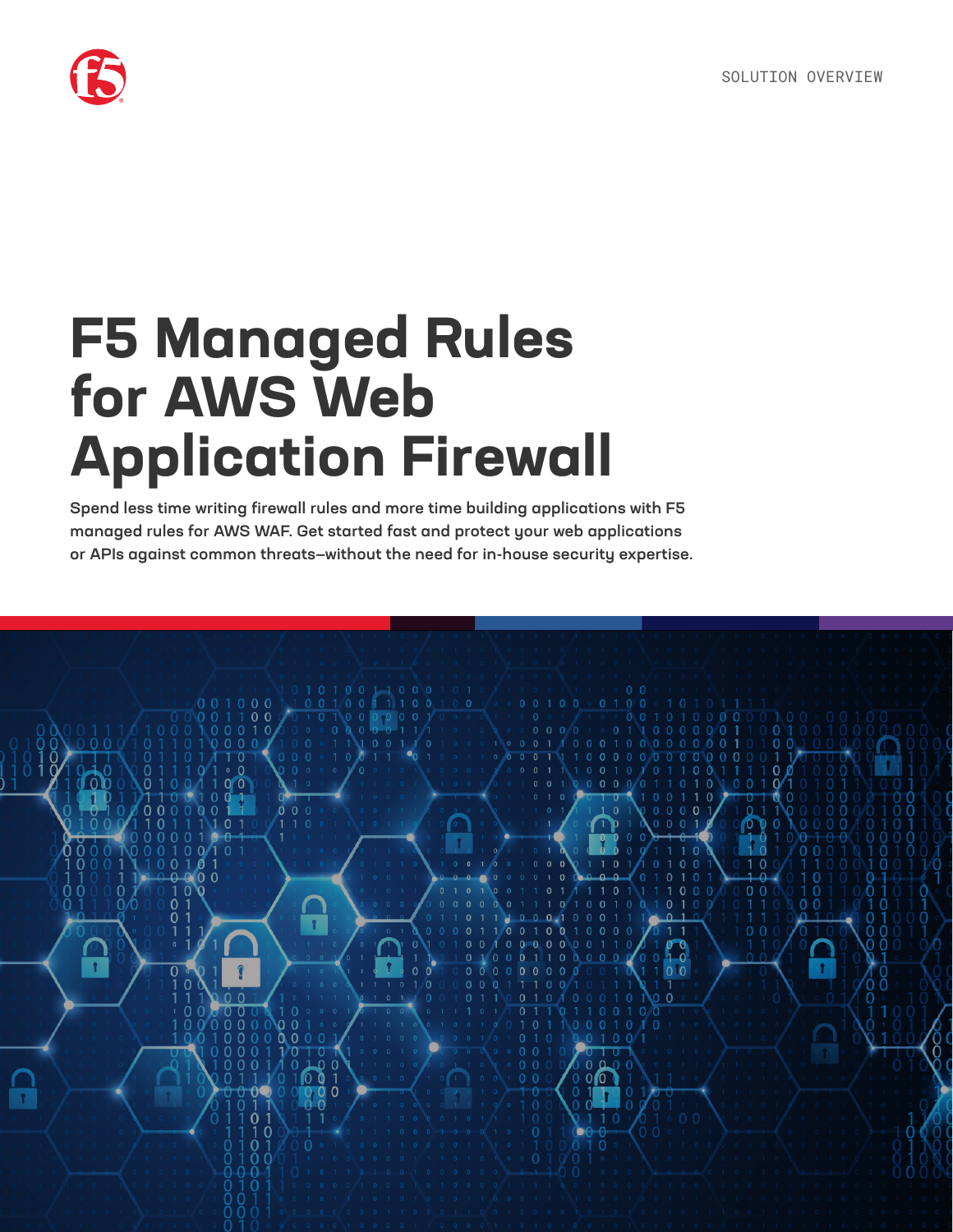SOLUTION OVERVIEW

# F5 Managed Rules for AWS Web Application Firewall

**Spend less time writing firewall rules and more time building applications with F5 managed rules for AWS WAF. Get started fast and protect your web applications or APIs against common threats—without the need for in-house security expertise.**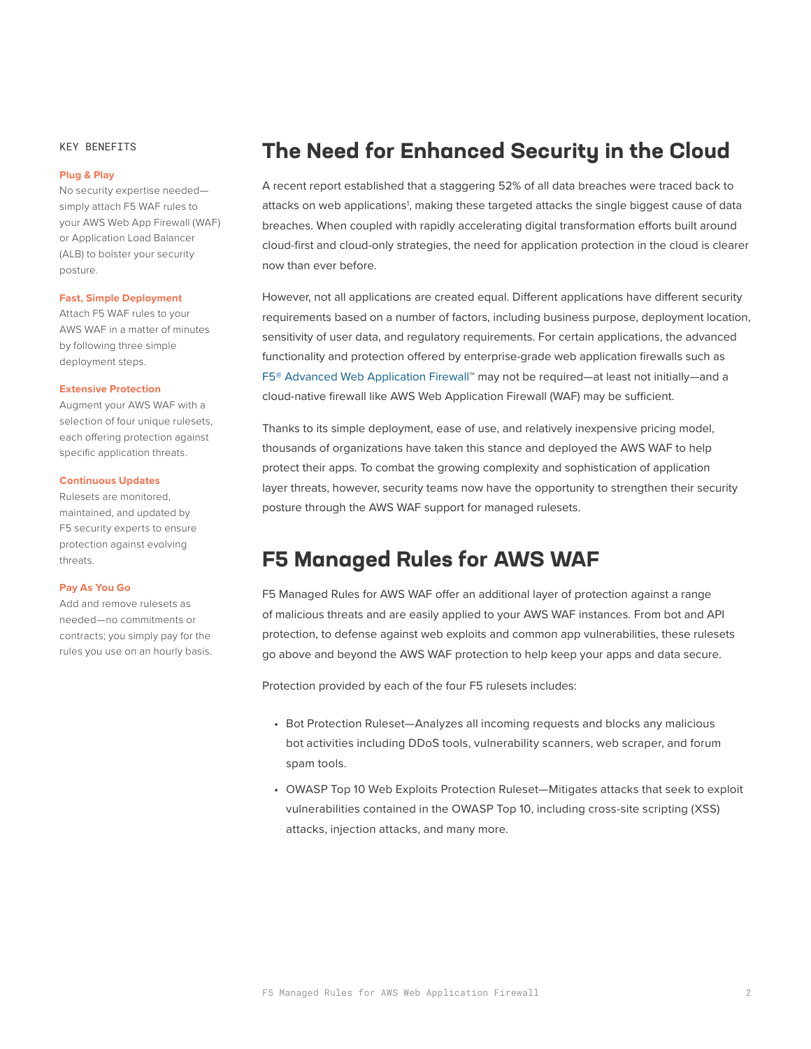KEY BENEFITS

**Plug & Play**
No security expertise needed—simply attach F5 WAF rules to your AWS Web App Firewall (WAF) or Application Load Balancer (ALB) to bolster your security posture.

**Fast, Simple Deployment**
Attach F5 WAF rules to your AWS WAF in a matter of minutes by following three simple deployment steps.

**Extensive Protection**
Augment your AWS WAF with a selection of four unique rulesets, each offering protection against specific application threats.

**Continuous Updates**
Rulesets are monitored, maintained, and updated by F5 security experts to ensure protection against evolving threats.

**Pay As You Go**
Add and remove rulesets as needed—no commitments or contracts; you simply pay for the rules you use on an hourly basis.

# The Need for Enhanced Security in the Cloud

A recent report established that a staggering 52% of all data breaches were traced back to attacks on web applications[1], making these targeted attacks the single biggest cause of data breaches. When coupled with rapidly accelerating digital transformation efforts built around cloud-first and cloud-only strategies, the need for application protection in the cloud is clearer now than ever before.

However, not all applications are created equal. Different applications have different security requirements based on a number of factors, including business purpose, deployment location, sensitivity of user data, and regulatory requirements. For certain applications, the advanced functionality and protection offered by enterprise-grade web application firewalls such as F5® Advanced Web Application Firewall™ may not be required—at least not initially—and a cloud-native firewall like AWS Web Application Firewall (WAF) may be sufficient.

Thanks to its simple deployment, ease of use, and relatively inexpensive pricing model, thousands of organizations have taken this stance and deployed the AWS WAF to help protect their apps. To combat the growing complexity and sophistication of application layer threats, however, security teams now have the opportunity to strengthen their security posture through the AWS WAF support for managed rulesets.

# F5 Managed Rules for AWS WAF

F5 Managed Rules for AWS WAF offer an additional layer of protection against a range of malicious threats and are easily applied to your AWS WAF instances. From bot and API protection, to defense against web exploits and common app vulnerabilities, these rulesets go above and beyond the AWS WAF protection to help keep your apps and data secure.

Protection provided by each of the four F5 rulesets includes:

- Bot Protection Ruleset—Analyzes all incoming requests and blocks any malicious bot activities including DDoS tools, vulnerability scanners, web scraper, and forum spam tools.
- OWASP Top 10 Web Exploits Protection Ruleset—Mitigates attacks that seek to exploit vulnerabilities contained in the OWASP Top 10, including cross-site scripting (XSS) attacks, injection attacks, and many more.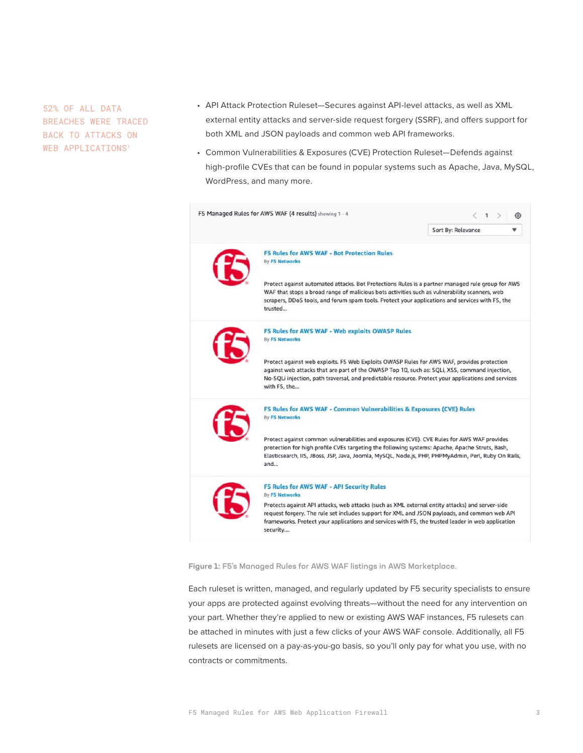52% OF ALL DATA BREACHES WERE TRACED BACK TO ATTACKS ON WEB APPLICATIONS[1]

- API Attack Protection Ruleset—Secures against API-level attacks, as well as XML external entity attacks and server-side request forgery (SSRF), and offers support for both XML and JSON payloads and common web API frameworks.
- Common Vulnerabilities & Exposures (CVE) Protection Ruleset—Defends against high-profile CVEs that can be found in popular systems such as Apache, Java, MySQL, WordPress, and many more.

F5 Managed Rules for AWS WAF (4 results) showing 1 - 4

Sort By: Relevance

**F5 Rules for AWS WAF - Bot Protection Rules**
By F5 Networks

Protect against automated attacks. Bot Protections Rules is a partner managed rule group for AWS WAF that stops a broad range of malicious bots activities such as vulnerability scanners, web scrapers, DDoS tools, and forum spam tools. Protect your applications and services with F5, the trusted...

**F5 Rules for AWS WAF - Web exploits OWASP Rules**
By F5 Networks

Protect against web exploits. F5 Web Exploits OWASP Rules for AWS WAF, provides protection against web attacks that are part of the OWASP Top 10, such as: SQLi, XSS, command injection, No-SQLi injection, path traversal, and predictable resource. Protect your applications and services with F5, the...

**F5 Rules for AWS WAF - Common Vulnerabilities & Exposures (CVE) Rules**
By F5 Networks

Protect against common vulnerabilities and exposures (CVE). CVE Rules for AWS WAF provides protection for high profile CVEs targeting the following systems: Apache, Apache Struts, Bash, Elasticsearch, IIS, JBoss, JSP, Java, Joomla, MySQL, Node.js, PHP, PHPMyAdmin, Perl, Ruby On Rails, and...

**F5 Rules for AWS WAF - API Security Rules**
By F5 Networks

Protects against API attacks, web attacks (such as XML external entity attacks) and server-side request forgery. The rule set includes support for XML and JSON payloads, and common web API frameworks. Protect your applications and services with F5, the trusted leader in web application security....

**Figure 1:** F5's Managed Rules for AWS WAF listings in AWS Marketplace.

Each ruleset is written, managed, and regularly updated by F5 security specialists to ensure your apps are protected against evolving threats—without the need for any intervention on your part. Whether they're applied to new or existing AWS WAF instances, F5 rulesets can be attached in minutes with just a few clicks of your AWS WAF console. Additionally, all F5 rulesets are licensed on a pay-as-you-go basis, so you'll only pay for what you use, with no contracts or commitments.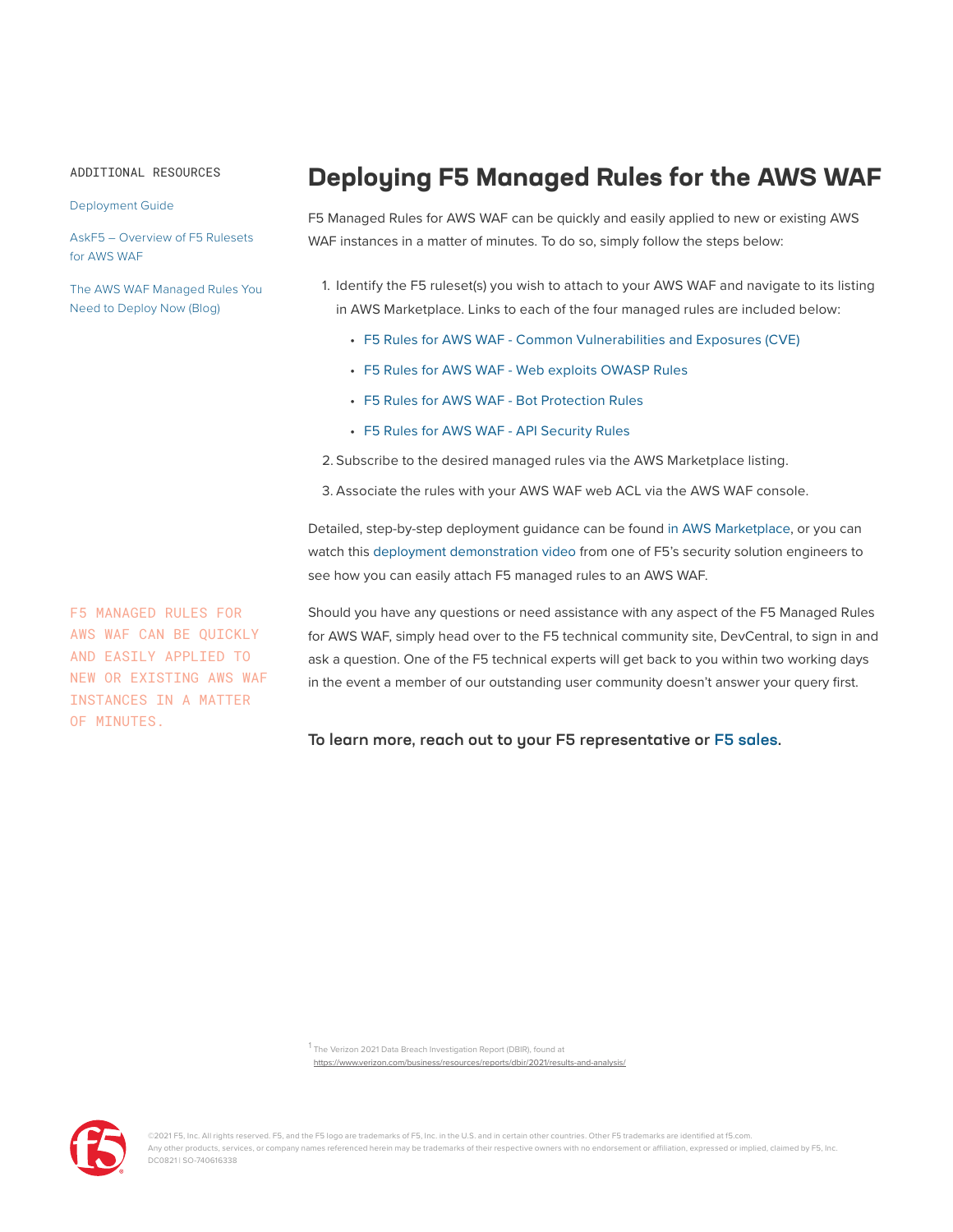ADDITIONAL RESOURCES

Deployment Guide

AskF5 – Overview of F5 Rulesets for AWS WAF

The AWS WAF Managed Rules You Need to Deploy Now (Blog)

## Deploying F5 Managed Rules for the AWS WAF

F5 Managed Rules for AWS WAF can be quickly and easily applied to new or existing AWS WAF instances in a matter of minutes. To do so, simply follow the steps below:

1. Identify the F5 ruleset(s) you wish to attach to your AWS WAF and navigate to its listing in AWS Marketplace. Links to each of the four managed rules are included below:
   - F5 Rules for AWS WAF - Common Vulnerabilities and Exposures (CVE)
   - F5 Rules for AWS WAF - Web exploits OWASP Rules
   - F5 Rules for AWS WAF - Bot Protection Rules
   - F5 Rules for AWS WAF - API Security Rules
2. Subscribe to the desired managed rules via the AWS Marketplace listing.
3. Associate the rules with your AWS WAF web ACL via the AWS WAF console.

Detailed, step-by-step deployment guidance can be found in AWS Marketplace, or you can watch this deployment demonstration video from one of F5's security solution engineers to see how you can easily attach F5 managed rules to an AWS WAF.

F5 MANAGED RULES FOR AWS WAF CAN BE QUICKLY AND EASILY APPLIED TO NEW OR EXISTING AWS WAF INSTANCES IN A MATTER OF MINUTES.

Should you have any questions or need assistance with any aspect of the F5 Managed Rules for AWS WAF, simply head over to the F5 technical community site, DevCentral, to sign in and ask a question. One of the F5 technical experts will get back to you within two working days in the event a member of our outstanding user community doesn't answer your query first.

**To learn more, reach out to your F5 representative or F5 sales.**

[1] The Verizon 2021 Data Breach Investigation Report (DBIR), found at https://www.verizon.com/business/resources/reports/dbir/2021/results-and-analysis/

©2021 F5, Inc. All rights reserved. F5, and the F5 logo are trademarks of F5, Inc. in the U.S. and in certain other countries. Other F5 trademarks are identified at f5.com. Any other products, services, or company names referenced herein may be trademarks of their respective owners with no endorsement or affiliation, expressed or implied, claimed by F5, Inc. DC0821 | SO-740616338